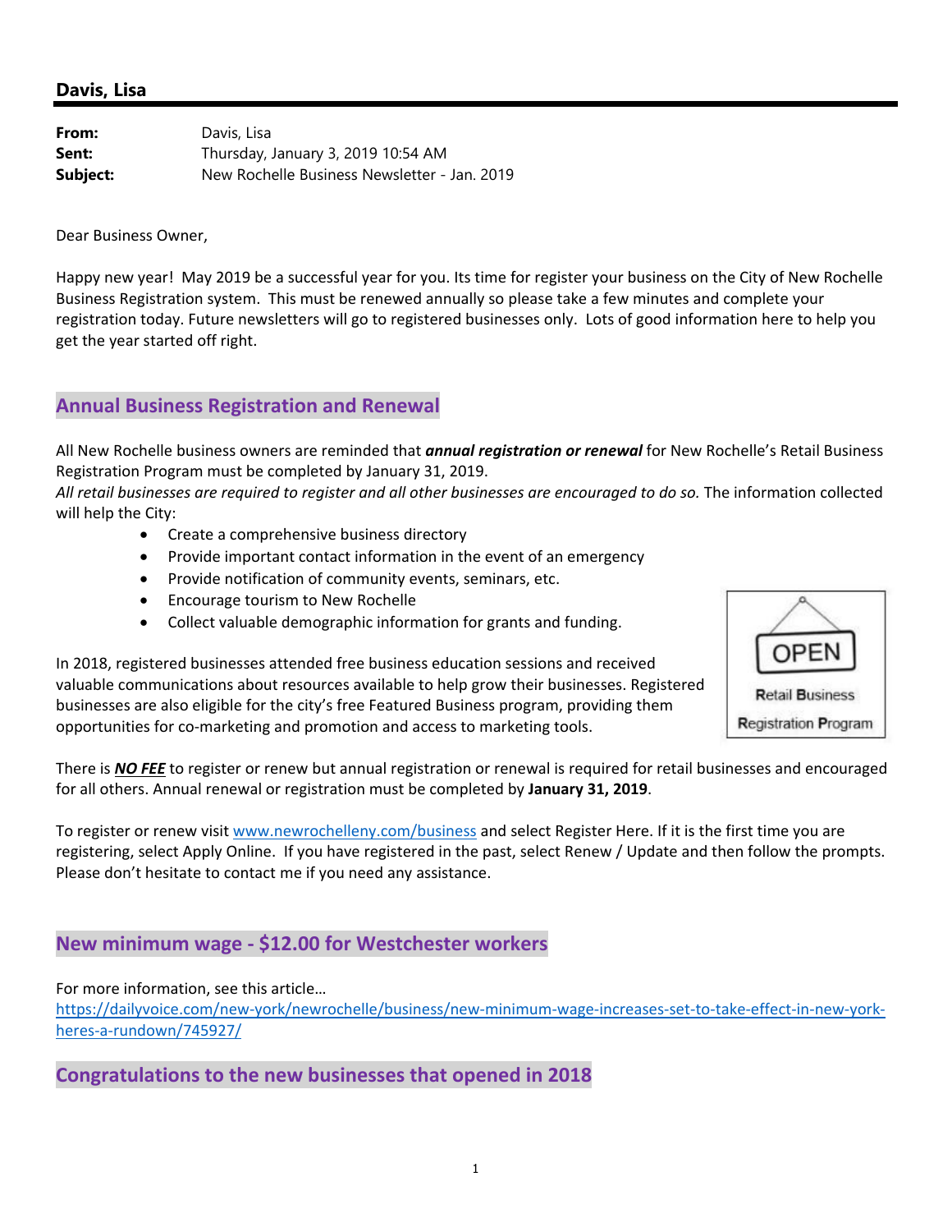## Davis, Lisa

**From:** Davis, Lisa
**Sent:** Thursday, January 3, 2019 10:54 AM
**Subject:** New Rochelle Business Newsletter - Jan. 2019

Dear Business Owner,

Happy new year! May 2019 be a successful year for you. Its time for register your business on the City of New Rochelle Business Registration system. This must be renewed annually so please take a few minutes and complete your registration today. Future newsletters will go to registered businesses only. Lots of good information here to help you get the year started off right.

### Annual Business Registration and Renewal

All New Rochelle business owners are reminded that ***annual registration or renewal*** for New Rochelle's Retail Business Registration Program must be completed by January 31, 2019.
*All retail businesses are required to register and all other businesses are encouraged to do so.* The information collected will help the City:

- Create a comprehensive business directory
- Provide important contact information in the event of an emergency
- Provide notification of community events, seminars, etc.
- Encourage tourism to New Rochelle
- Collect valuable demographic information for grants and funding.

OPEN
Retail Business
Registration Program

In 2018, registered businesses attended free business education sessions and received valuable communications about resources available to help grow their businesses. Registered businesses are also eligible for the city's free Featured Business program, providing them opportunities for co-marketing and promotion and access to marketing tools.

There is ***NO FEE*** to register or renew but annual registration or renewal is required for retail businesses and encouraged for all others. Annual renewal or registration must be completed by **January 31, 2019**.

To register or renew visit www.newrochelleny.com/business and select Register Here. If it is the first time you are registering, select Apply Online. If you have registered in the past, select Renew / Update and then follow the prompts. Please don't hesitate to contact me if you need any assistance.

### New minimum wage - $12.00 for Westchester workers

For more information, see this article…
https://dailyvoice.com/new-york/newrochelle/business/new-minimum-wage-increases-set-to-take-effect-in-new-york-heres-a-rundown/745927/

### Congratulations to the new businesses that opened in 2018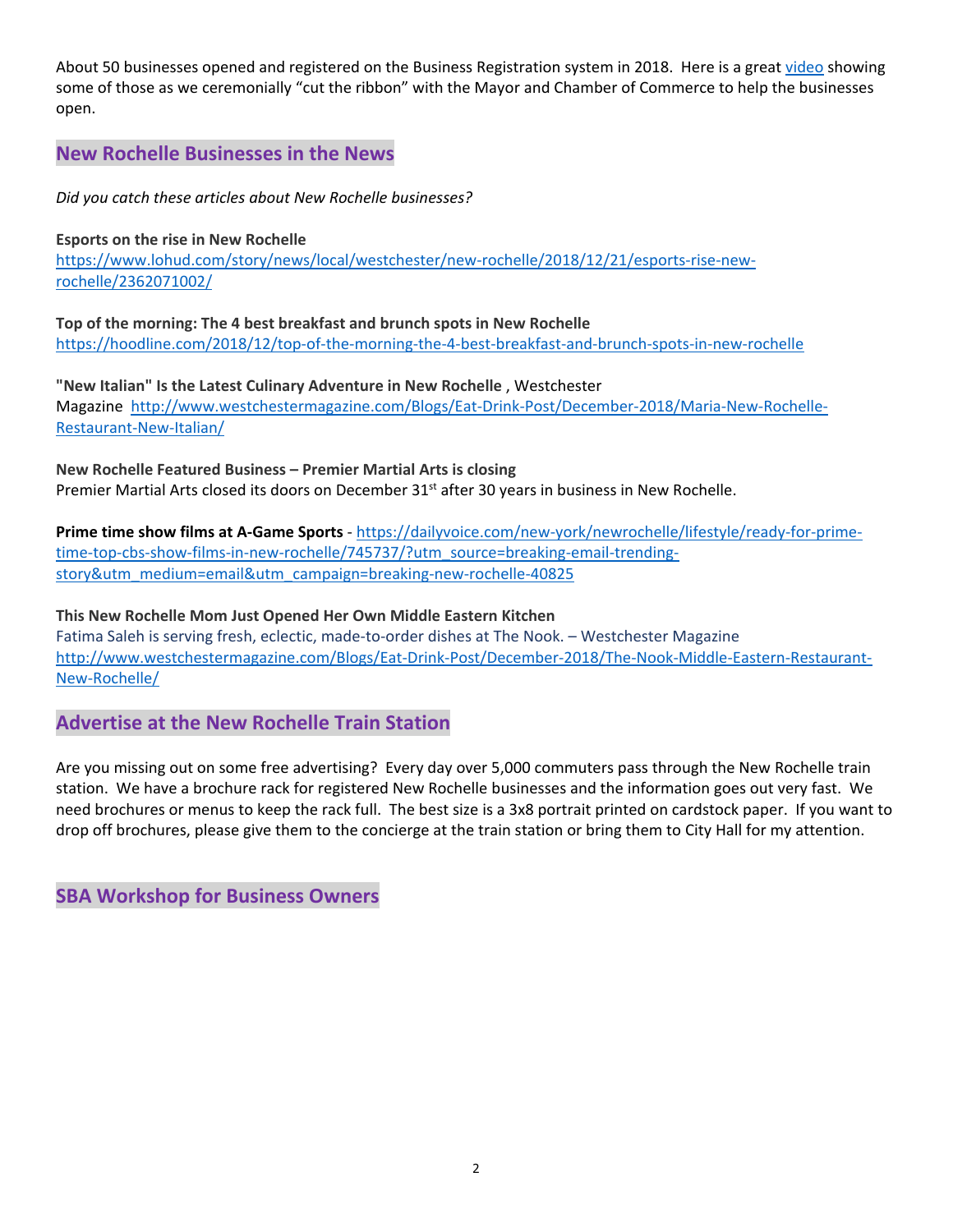About 50 businesses opened and registered on the Business Registration system in 2018. Here is a great [video](#) showing some of those as we ceremonially "cut the ribbon" with the Mayor and Chamber of Commerce to help the businesses open.

## New Rochelle Businesses in the News

*Did you catch these articles about New Rochelle businesses?*

**Esports on the rise in New Rochelle**
https://www.lohud.com/story/news/local/westchester/new-rochelle/2018/12/21/esports-rise-new-rochelle/2362071002/

**Top of the morning: The 4 best breakfast and brunch spots in New Rochelle**
https://hoodline.com/2018/12/top-of-the-morning-the-4-best-breakfast-and-brunch-spots-in-new-rochelle

**"New Italian" Is the Latest Culinary Adventure in New Rochelle** , Westchester Magazine http://www.westchestermagazine.com/Blogs/Eat-Drink-Post/December-2018/Maria-New-Rochelle-Restaurant-New-Italian/

**New Rochelle Featured Business – Premier Martial Arts is closing**
Premier Martial Arts closed its doors on December 31st after 30 years in business in New Rochelle.

**Prime time show films at A-Game Sports** - https://dailyvoice.com/new-york/newrochelle/lifestyle/ready-for-prime-time-top-cbs-show-films-in-new-rochelle/745737/?utm_source=breaking-email-trending-story&utm_medium=email&utm_campaign=breaking-new-rochelle-40825

**This New Rochelle Mom Just Opened Her Own Middle Eastern Kitchen**
Fatima Saleh is serving fresh, eclectic, made-to-order dishes at The Nook. – Westchester Magazine
http://www.westchestermagazine.com/Blogs/Eat-Drink-Post/December-2018/The-Nook-Middle-Eastern-Restaurant-New-Rochelle/

## Advertise at the New Rochelle Train Station

Are you missing out on some free advertising? Every day over 5,000 commuters pass through the New Rochelle train station. We have a brochure rack for registered New Rochelle businesses and the information goes out very fast. We need brochures or menus to keep the rack full. The best size is a 3x8 portrait printed on cardstock paper. If you want to drop off brochures, please give them to the concierge at the train station or bring them to City Hall for my attention.

## SBA Workshop for Business Owners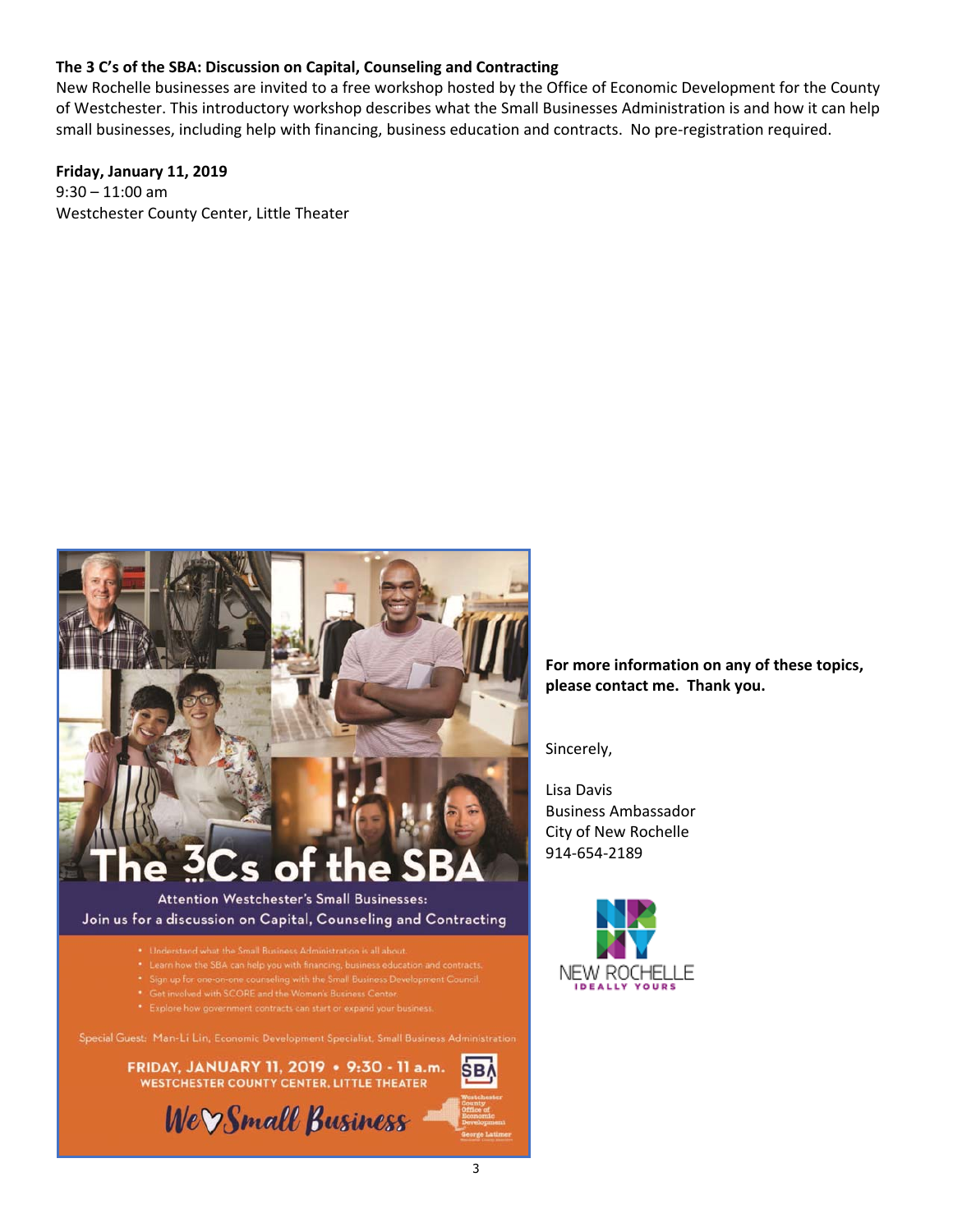**The 3 C's of the SBA: Discussion on Capital, Counseling and Contracting**
New Rochelle businesses are invited to a free workshop hosted by the Office of Economic Development for the County of Westchester. This introductory workshop describes what the Small Businesses Administration is and how it can help small businesses, including help with financing, business education and contracts. No pre-registration required.

**Friday, January 11, 2019**
9:30 – 11:00 am
Westchester County Center, Little Theater

# The 3Cs of the SBA

Attention Westchester's Small Businesses:
Join us for a discussion on Capital, Counseling and Contracting

- Understand what the Small Business Administration is all about.
- Learn how the SBA can help you with financing, business education and contracts.
- Sign up for one-on-one counseling with the Small Business Development Council.
- Get involved with SCORE and the Women's Business Center.
- Explore how government contracts can start or expand your business.

Special Guest: Man-Li Lin, Economic Development Specialist, Small Business Administration

FRIDAY, JANUARY 11, 2019 • 9:30 - 11 a.m.
WESTCHESTER COUNTY CENTER, LITTLE THEATER

We ♡ Small Business

Westchester County Office of Economic Development
George Latimer

**For more information on any of these topics, please contact me. Thank you.**

Sincerely,

Lisa Davis
Business Ambassador
City of New Rochelle
914-654-2189

NEW ROCHELLE
IDEALLY YOURS